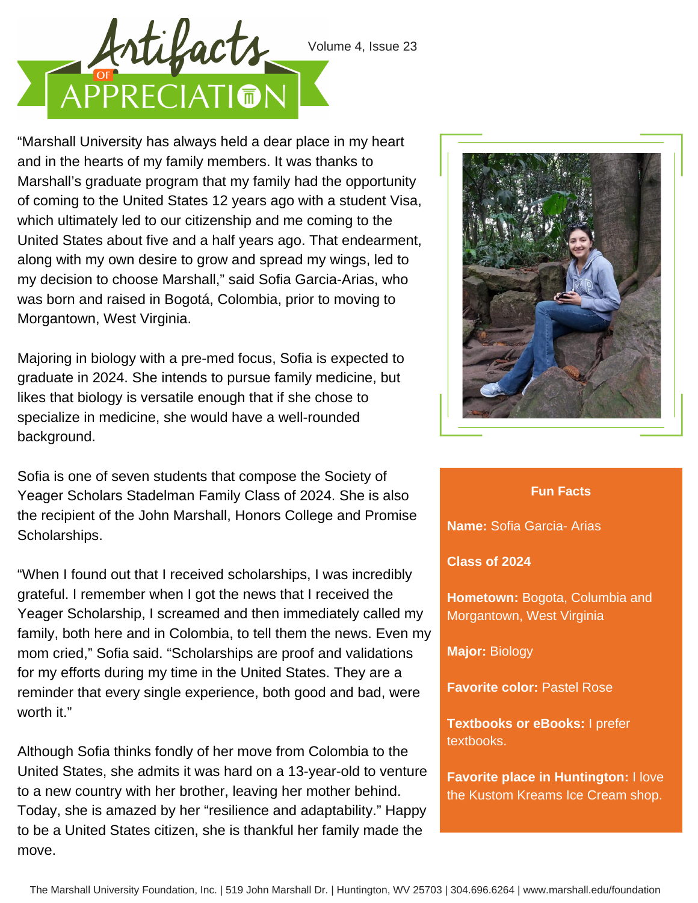# Artifacts of Appreciation

“Marshall University has always held a dear place in my heart and in the hearts of my family members. It was thanks to Marshall’s graduate program that my family had the opportunity of coming to the United States 12 years ago with a student Visa, which ultimately led to our citizenship and me coming to the United States about five and a half years ago. That endearment, along with my own desire to grow and spread my wings, led to my decision to choose Marshall,” said Sofia Garcia-Arias, who was born and raised in Bogotá, Colombia, prior to moving to Morgantown, West Virginia.

Majoring in biology with a pre-med focus, Sofia is expected to graduate in 2024. She intends to pursue family medicine, but likes that biology is versatile enough that if she chose to specialize in medicine, she would have a well-rounded background.

Sofia is one of seven students that compose the Society of Yeager Scholars Stadelman Family Class of 2024. She is also the recipient of the John Marshall, Honors College and Promise Scholarships.

“When I found out that I received scholarships, I was incredibly grateful. I remember when I got the news that I received the Yeager Scholarship, I screamed and then immediately called my family, both here and in Colombia, to tell them the news. Even my mom cried,” Sofia said. “Scholarships are proof and validations for my efforts during my time in the United States. They are a reminder that every single experience, both good and bad, were worth it.”

Although Sofia thinks fondly of her move from Colombia to the United States, she admits it was hard on a 13-year-old to venture to a new country with her brother, leaving her mother behind. Today, she is amazed by her “resilience and adaptability.” Happy to be a United States citizen, she is thankful her family made the move.

**Fun Facts**

**Name:** Sofia Garcia- Arias

**Class of 2024**

**Hometown:** Bogota, Columbia and Morgantown, West Virginia

**Major:** Biology

**Favorite color:** Pastel Rose

**Textbooks or eBooks:** I prefer textbooks.

**Favorite place in Huntington:** I love the Kustom Kreams Ice Cream shop.

The Marshall University Foundation, Inc. | 519 John Marshall Dr. | Huntington, WV 25703 | 304.696.6264 | www.marshall.edu/foundation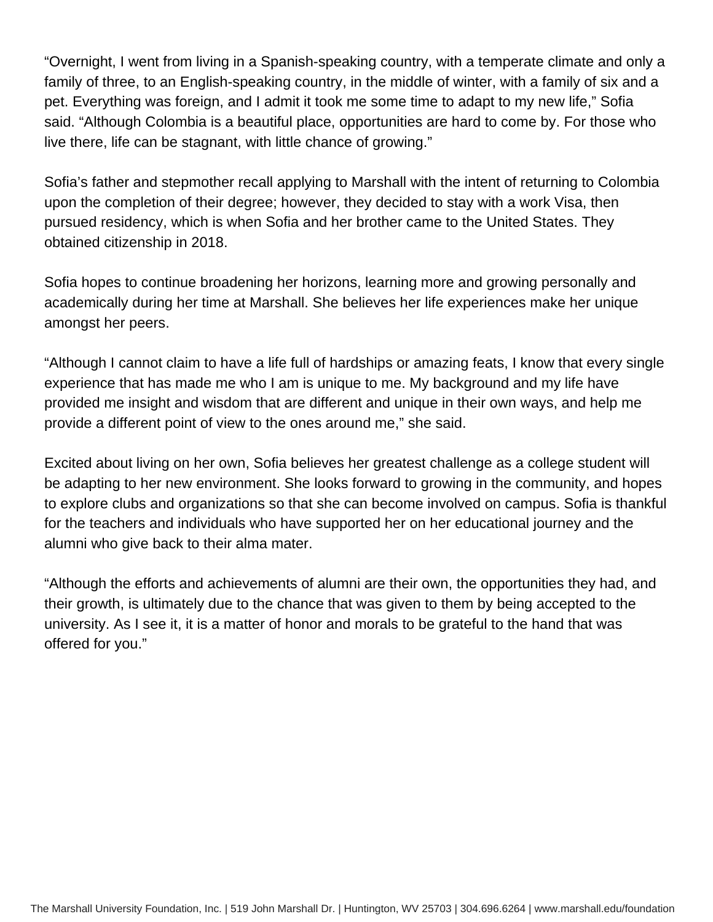"Overnight, I went from living in a Spanish-speaking country, with a temperate climate and only a family of three, to an English-speaking country, in the middle of winter, with a family of six and a pet. Everything was foreign, and I admit it took me some time to adapt to my new life," Sofia said. "Although Colombia is a beautiful place, opportunities are hard to come by. For those who live there, life can be stagnant, with little chance of growing."

Sofia's father and stepmother recall applying to Marshall with the intent of returning to Colombia upon the completion of their degree; however, they decided to stay with a work Visa, then pursued residency, which is when Sofia and her brother came to the United States. They obtained citizenship in 2018.

Sofia hopes to continue broadening her horizons, learning more and growing personally and academically during her time at Marshall. She believes her life experiences make her unique amongst her peers.

"Although I cannot claim to have a life full of hardships or amazing feats, I know that every single experience that has made me who I am is unique to me. My background and my life have provided me insight and wisdom that are different and unique in their own ways, and help me provide a different point of view to the ones around me," she said.

Excited about living on her own, Sofia believes her greatest challenge as a college student will be adapting to her new environment. She looks forward to growing in the community, and hopes to explore clubs and organizations so that she can become involved on campus. Sofia is thankful for the teachers and individuals who have supported her on her educational journey and the alumni who give back to their alma mater.

"Although the efforts and achievements of alumni are their own, the opportunities they had, and their growth, is ultimately due to the chance that was given to them by being accepted to the university. As I see it, it is a matter of honor and morals to be grateful to the hand that was offered for you."